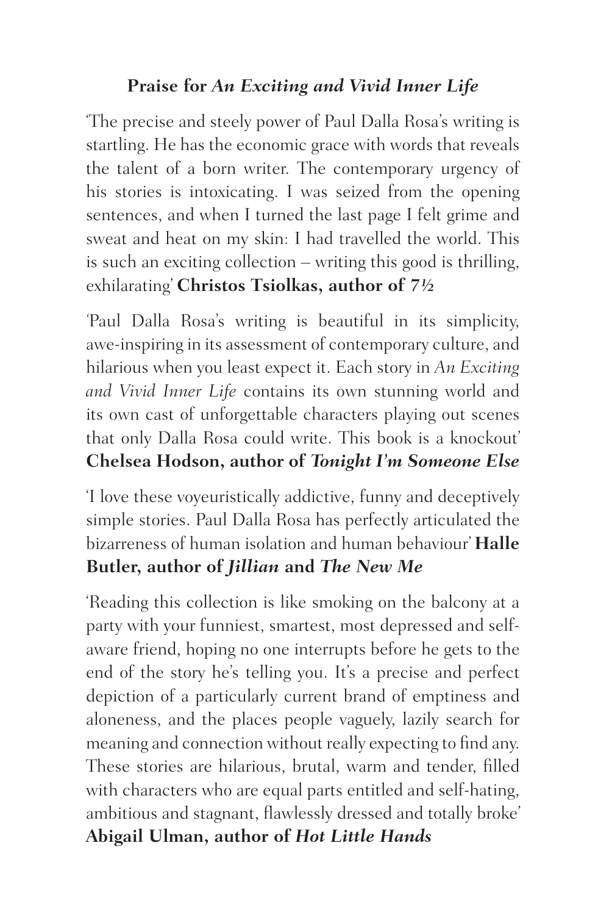**Praise for *An Exciting and Vivid Inner Life***

'The precise and steely power of Paul Dalla Rosa's writing is startling. He has the economic grace with words that reveals the talent of a born writer. The contemporary urgency of his stories is intoxicating. I was seized from the opening sentences, and when I turned the last page I felt grime and sweat and heat on my skin: I had travelled the world. This is such an exciting collection – writing this good is thrilling, exhilarating' **Christos Tsiolkas, author of *7½***

'Paul Dalla Rosa's writing is beautiful in its simplicity, awe-inspiring in its assessment of contemporary culture, and hilarious when you least expect it. Each story in *An Exciting and Vivid Inner Life* contains its own stunning world and its own cast of unforgettable characters playing out scenes that only Dalla Rosa could write. This book is a knockout' **Chelsea Hodson, author of *Tonight I'm Someone Else***

'I love these voyeuristically addictive, funny and deceptively simple stories. Paul Dalla Rosa has perfectly articulated the bizarreness of human isolation and human behaviour' **Halle Butler, author of *Jillian* and *The New Me***

'Reading this collection is like smoking on the balcony at a party with your funniest, smartest, most depressed and self-aware friend, hoping no one interrupts before he gets to the end of the story he's telling you. It's a precise and perfect depiction of a particularly current brand of emptiness and aloneness, and the places people vaguely, lazily search for meaning and connection without really expecting to find any. These stories are hilarious, brutal, warm and tender, filled with characters who are equal parts entitled and self-hating, ambitious and stagnant, flawlessly dressed and totally broke' **Abigail Ulman, author of *Hot Little Hands***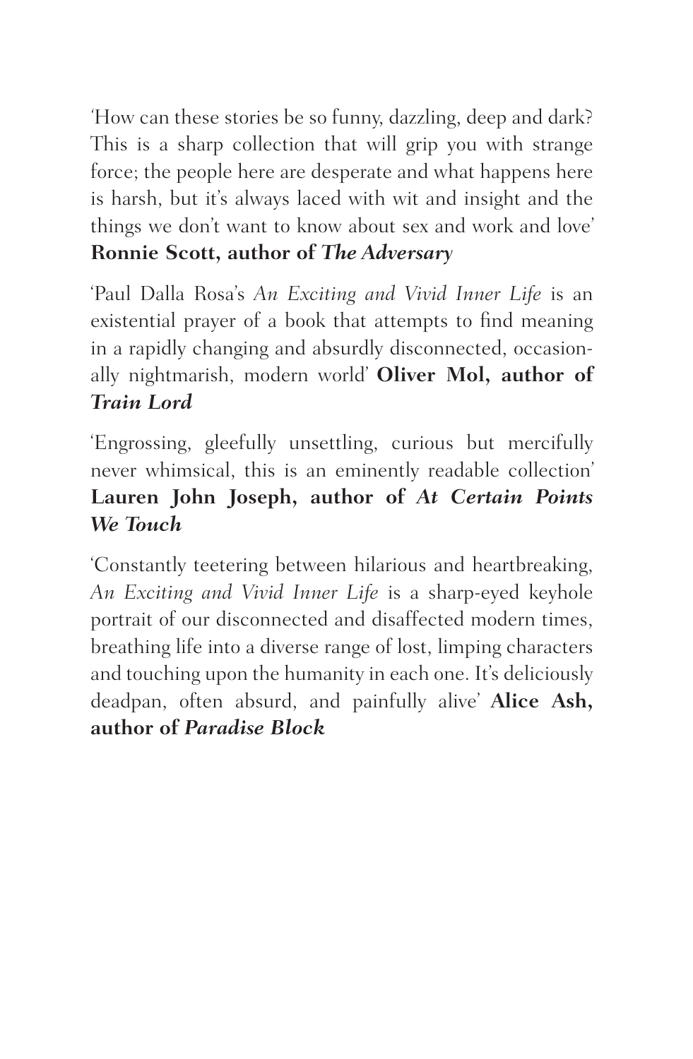'How can these stories be so funny, dazzling, deep and dark? This is a sharp collection that will grip you with strange force; the people here are desperate and what happens here is harsh, but it's always laced with wit and insight and the things we don't want to know about sex and work and love' **Ronnie Scott, author of *The Adversary***

'Paul Dalla Rosa's *An Exciting and Vivid Inner Life* is an existential prayer of a book that attempts to find meaning in a rapidly changing and absurdly disconnected, occasionally nightmarish, modern world' **Oliver Mol, author of *Train Lord***

'Engrossing, gleefully unsettling, curious but mercifully never whimsical, this is an eminently readable collection' **Lauren John Joseph, author of *At Certain Points We Touch***

'Constantly teetering between hilarious and heartbreaking, *An Exciting and Vivid Inner Life* is a sharp-eyed keyhole portrait of our disconnected and disaffected modern times, breathing life into a diverse range of lost, limping characters and touching upon the humanity in each one. It's deliciously deadpan, often absurd, and painfully alive' **Alice Ash, author of *Paradise Block***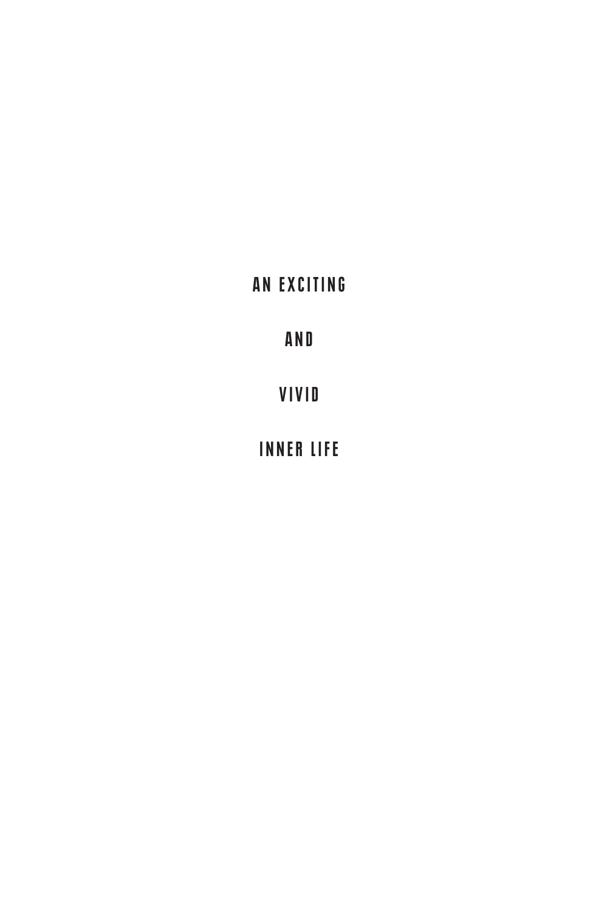AN EXCITING

AND

VIVID

INNER LIFE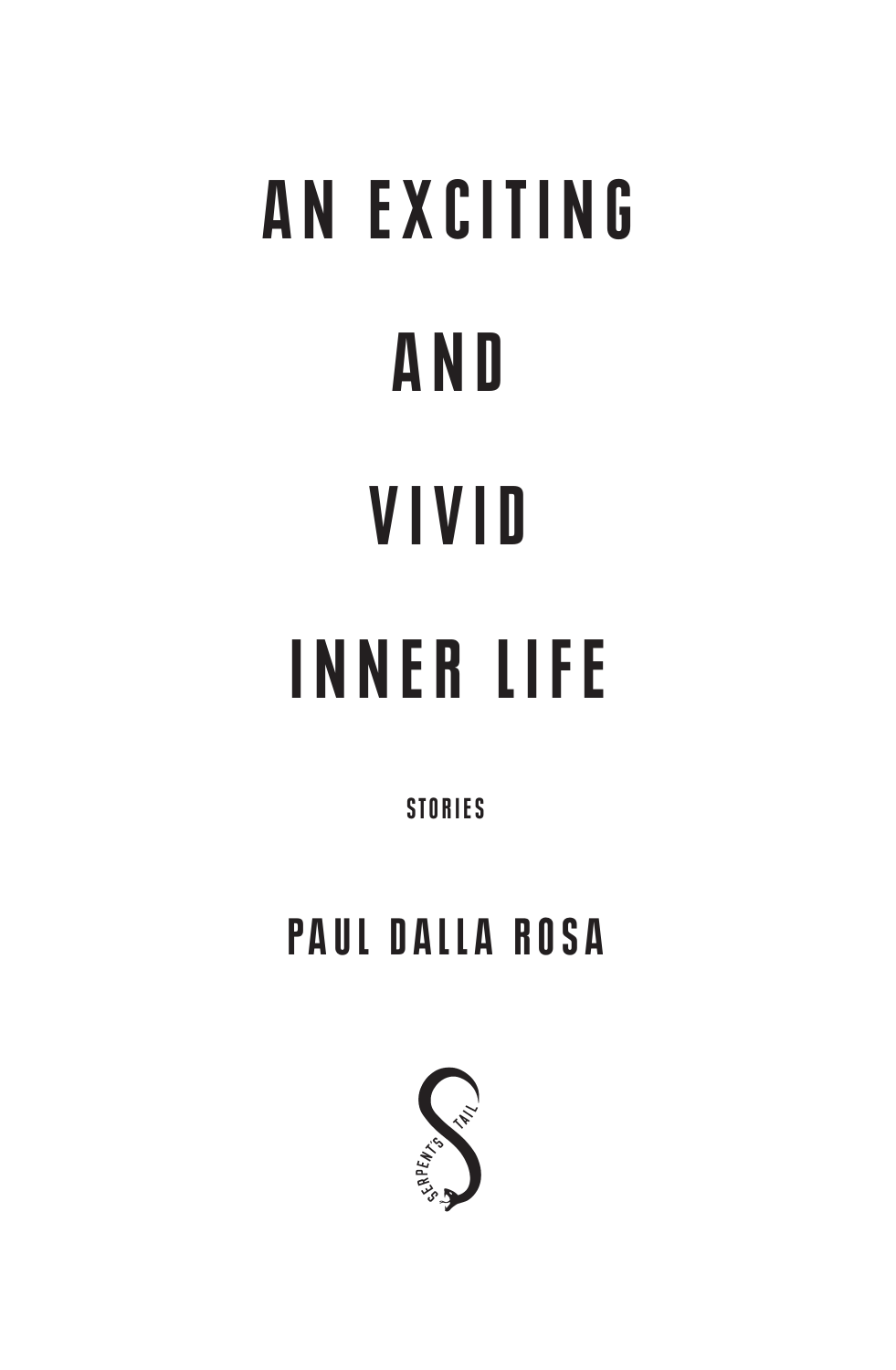# AN EXCITING AND VIVID INNER LIFE

STORIES

PAUL DALLA ROSA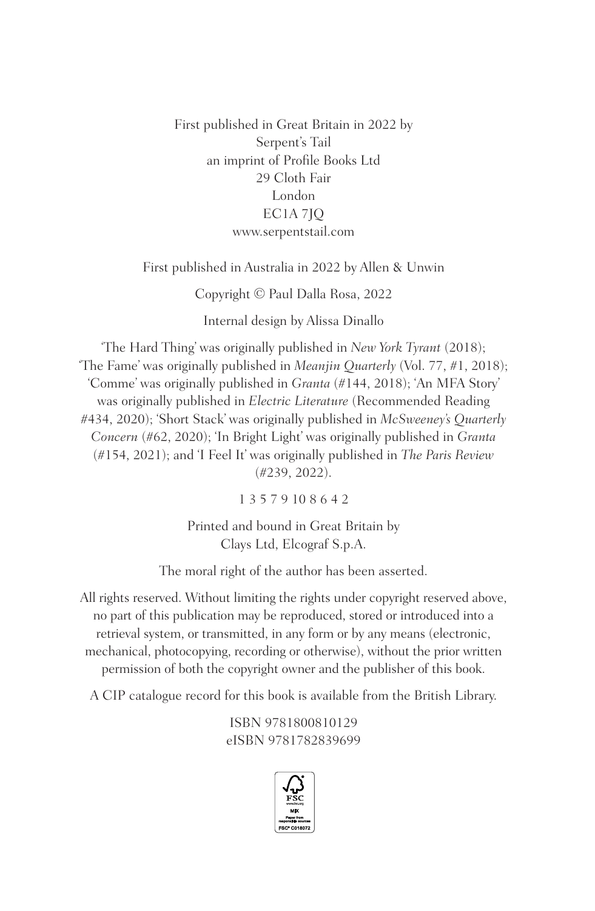First published in Great Britain in 2022 by
Serpent's Tail
an imprint of Profile Books Ltd
29 Cloth Fair
London
EC1A 7JQ
www.serpentstail.com

First published in Australia in 2022 by Allen & Unwin

Copyright © Paul Dalla Rosa, 2022

Internal design by Alissa Dinallo

'The Hard Thing' was originally published in *New York Tyrant* (2018); 'The Fame' was originally published in *Meanjin Quarterly* (Vol. 77, #1, 2018); 'Comme' was originally published in *Granta* (#144, 2018); 'An MFA Story' was originally published in *Electric Literature* (Recommended Reading #434, 2020); 'Short Stack' was originally published in *McSweeney's Quarterly Concern* (#62, 2020); 'In Bright Light' was originally published in *Granta* (#154, 2021); and 'I Feel It' was originally published in *The Paris Review* (#239, 2022).

1 3 5 7 9 10 8 6 4 2

Printed and bound in Great Britain by
Clays Ltd, Elcograf S.p.A.

The moral right of the author has been asserted.

All rights reserved. Without limiting the rights under copyright reserved above, no part of this publication may be reproduced, stored or introduced into a retrieval system, or transmitted, in any form or by any means (electronic, mechanical, photocopying, recording or otherwise), without the prior written permission of both the copyright owner and the publisher of this book.

A CIP catalogue record for this book is available from the British Library.

ISBN 9781800810129
eISBN 9781782839699

FSC
www.fsc.org
MIX
Paper from responsible sources
FSC® C018072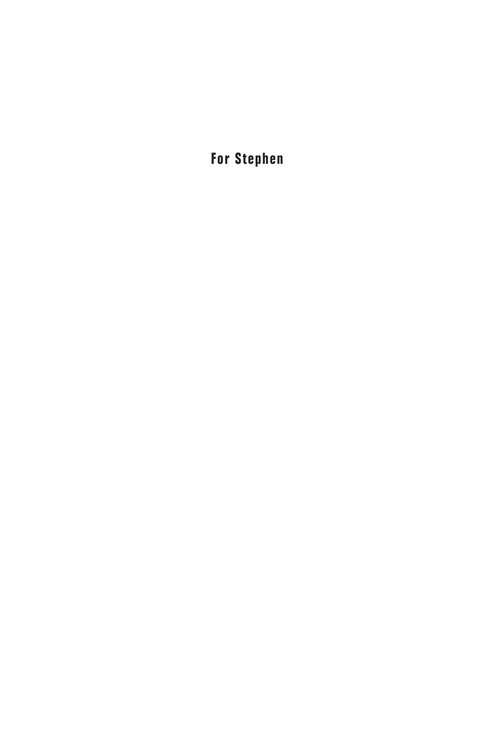**For Stephen**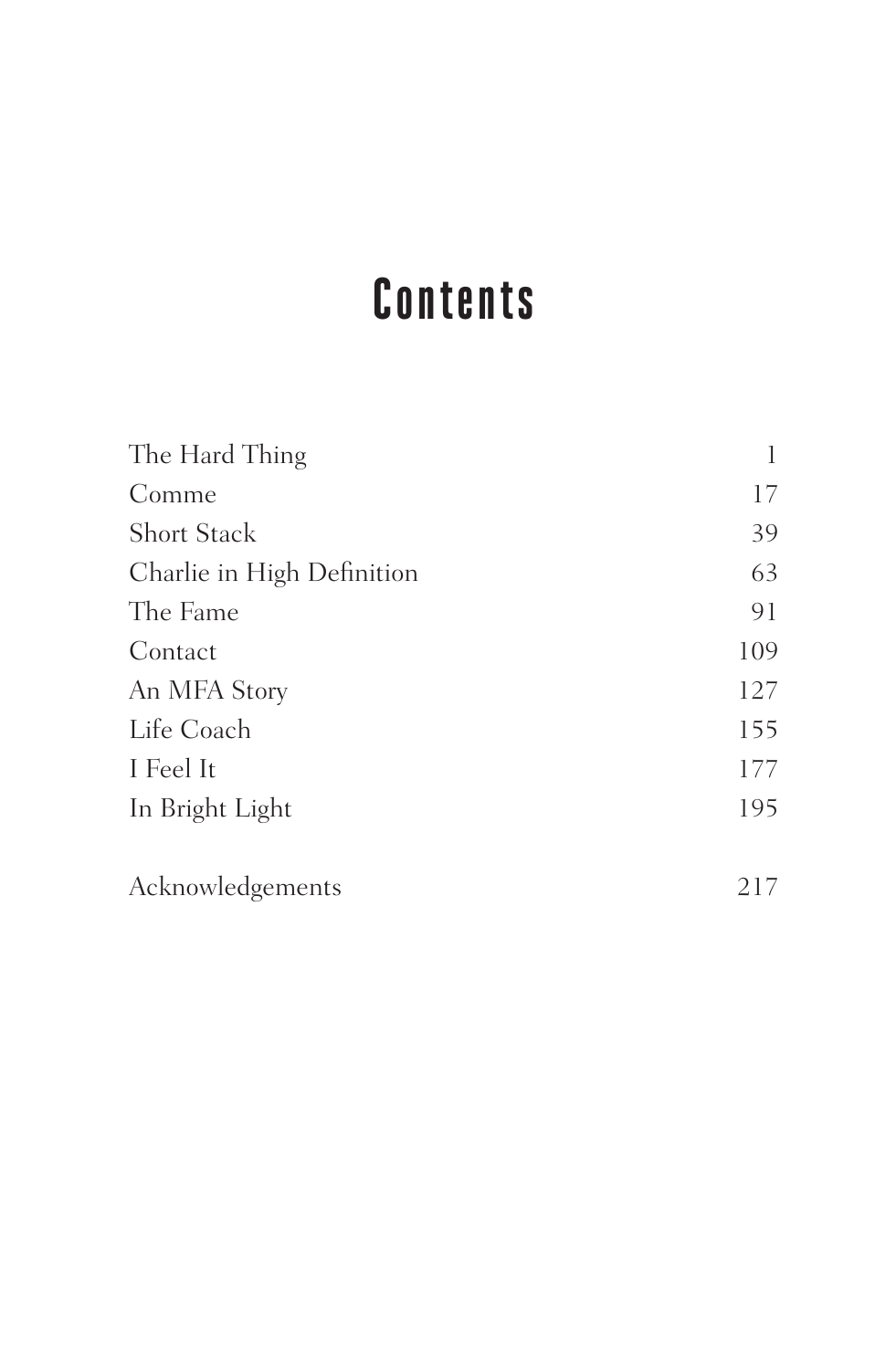# Contents

| | |
|---|---|
| The Hard Thing | 1 |
| Comme | 17 |
| Short Stack | 39 |
| Charlie in High Definition | 63 |
| The Fame | 91 |
| Contact | 109 |
| An MFA Story | 127 |
| Life Coach | 155 |
| I Feel It | 177 |
| In Bright Light | 195 |
| | |
| Acknowledgements | 217 |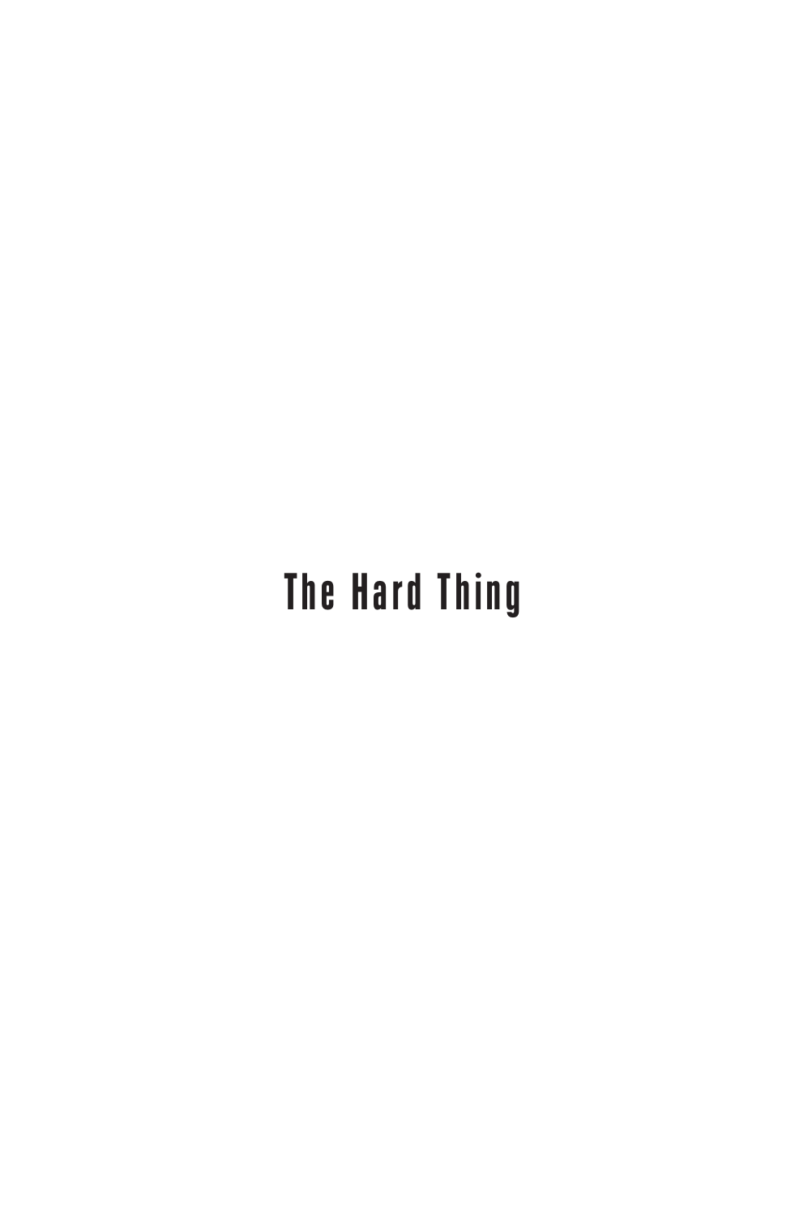# The Hard Thing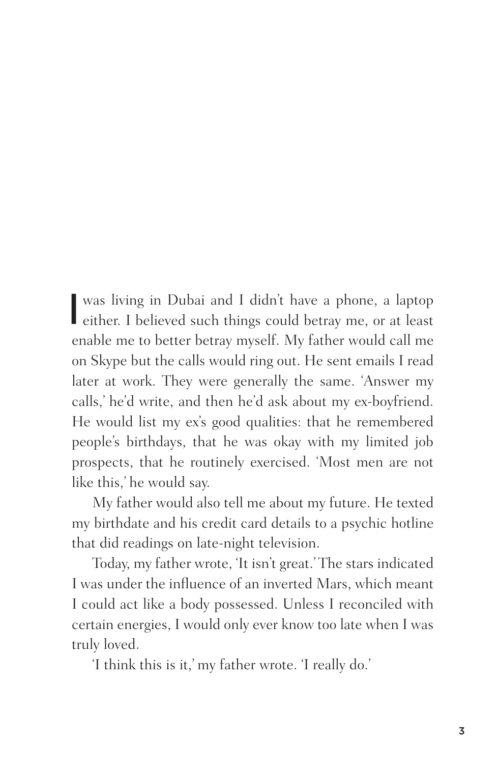I was living in Dubai and I didn't have a phone, a laptop either. I believed such things could betray me, or at least enable me to better betray myself. My father would call me on Skype but the calls would ring out. He sent emails I read later at work. They were generally the same. 'Answer my calls,' he'd write, and then he'd ask about my ex-boyfriend. He would list my ex's good qualities: that he remembered people's birthdays, that he was okay with my limited job prospects, that he routinely exercised. 'Most men are not like this,' he would say.

My father would also tell me about my future. He texted my birthdate and his credit card details to a psychic hotline that did readings on late-night television.

Today, my father wrote, 'It isn't great.' The stars indicated I was under the influence of an inverted Mars, which meant I could act like a body possessed. Unless I reconciled with certain energies, I would only ever know too late when I was truly loved.

'I think this is it,' my father wrote. 'I really do.'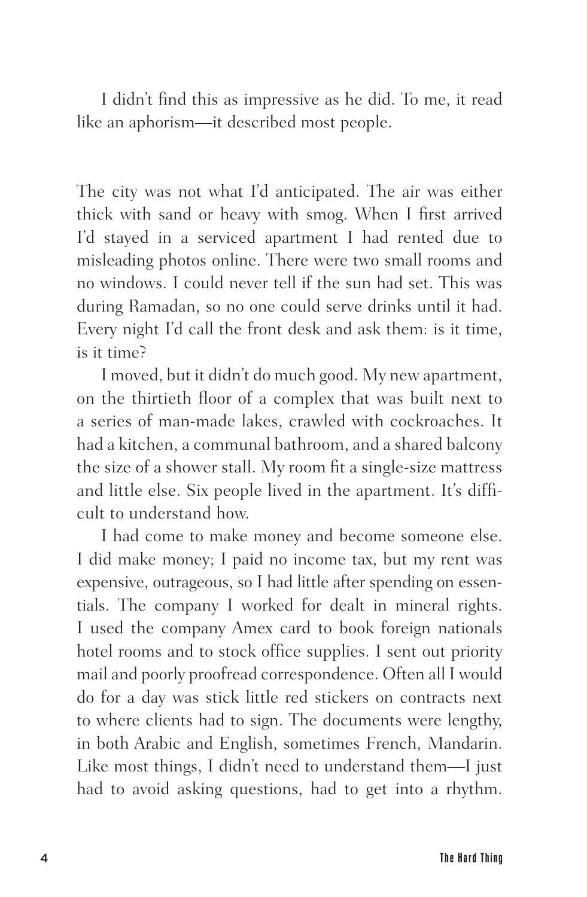I didn't find this as impressive as he did. To me, it read like an aphorism—it described most people.

The city was not what I'd anticipated. The air was either thick with sand or heavy with smog. When I first arrived I'd stayed in a serviced apartment I had rented due to misleading photos online. There were two small rooms and no windows. I could never tell if the sun had set. This was during Ramadan, so no one could serve drinks until it had. Every night I'd call the front desk and ask them: is it time, is it time?

I moved, but it didn't do much good. My new apartment, on the thirtieth floor of a complex that was built next to a series of man-made lakes, crawled with cockroaches. It had a kitchen, a communal bathroom, and a shared balcony the size of a shower stall. My room fit a single-size mattress and little else. Six people lived in the apartment. It's difficult to understand how.

I had come to make money and become someone else. I did make money; I paid no income tax, but my rent was expensive, outrageous, so I had little after spending on essentials. The company I worked for dealt in mineral rights. I used the company Amex card to book foreign nationals hotel rooms and to stock office supplies. I sent out priority mail and poorly proofread correspondence. Often all I would do for a day was stick little red stickers on contracts next to where clients had to sign. The documents were lengthy, in both Arabic and English, sometimes French, Mandarin. Like most things, I didn't need to understand them—I just had to avoid asking questions, had to get into a rhythm.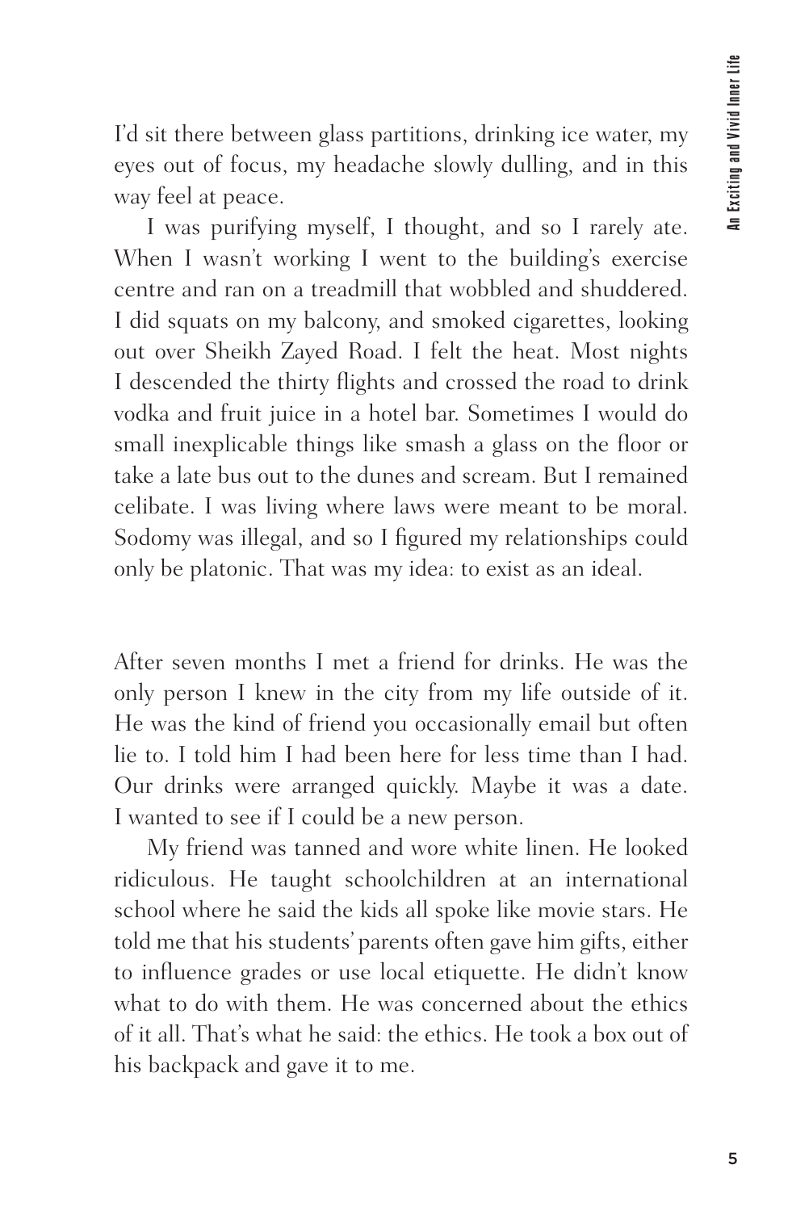I'd sit there between glass partitions, drinking ice water, my eyes out of focus, my headache slowly dulling, and in this way feel at peace.

I was purifying myself, I thought, and so I rarely ate. When I wasn't working I went to the building's exercise centre and ran on a treadmill that wobbled and shuddered. I did squats on my balcony, and smoked cigarettes, looking out over Sheikh Zayed Road. I felt the heat. Most nights I descended the thirty flights and crossed the road to drink vodka and fruit juice in a hotel bar. Sometimes I would do small inexplicable things like smash a glass on the floor or take a late bus out to the dunes and scream. But I remained celibate. I was living where laws were meant to be moral. Sodomy was illegal, and so I figured my relationships could only be platonic. That was my idea: to exist as an ideal.

After seven months I met a friend for drinks. He was the only person I knew in the city from my life outside of it. He was the kind of friend you occasionally email but often lie to. I told him I had been here for less time than I had. Our drinks were arranged quickly. Maybe it was a date. I wanted to see if I could be a new person.

My friend was tanned and wore white linen. He looked ridiculous. He taught schoolchildren at an international school where he said the kids all spoke like movie stars. He told me that his students' parents often gave him gifts, either to influence grades or use local etiquette. He didn't know what to do with them. He was concerned about the ethics of it all. That's what he said: the ethics. He took a box out of his backpack and gave it to me.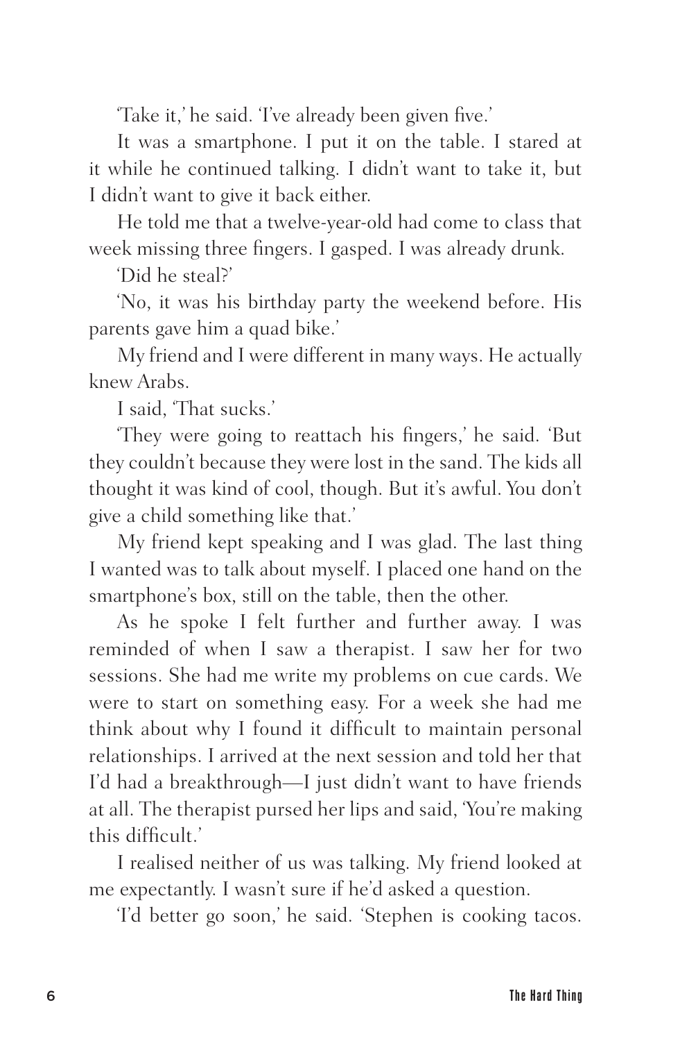'Take it,' he said. 'I've already been given five.'

It was a smartphone. I put it on the table. I stared at it while he continued talking. I didn't want to take it, but I didn't want to give it back either.

He told me that a twelve-year-old had come to class that week missing three fingers. I gasped. I was already drunk.

'Did he steal?'

'No, it was his birthday party the weekend before. His parents gave him a quad bike.'

My friend and I were different in many ways. He actually knew Arabs.

I said, 'That sucks.'

'They were going to reattach his fingers,' he said. 'But they couldn't because they were lost in the sand. The kids all thought it was kind of cool, though. But it's awful. You don't give a child something like that.'

My friend kept speaking and I was glad. The last thing I wanted was to talk about myself. I placed one hand on the smartphone's box, still on the table, then the other.

As he spoke I felt further and further away. I was reminded of when I saw a therapist. I saw her for two sessions. She had me write my problems on cue cards. We were to start on something easy. For a week she had me think about why I found it difficult to maintain personal relationships. I arrived at the next session and told her that I'd had a breakthrough—I just didn't want to have friends at all. The therapist pursed her lips and said, 'You're making this difficult.'

I realised neither of us was talking. My friend looked at me expectantly. I wasn't sure if he'd asked a question.

'I'd better go soon,' he said. 'Stephen is cooking tacos.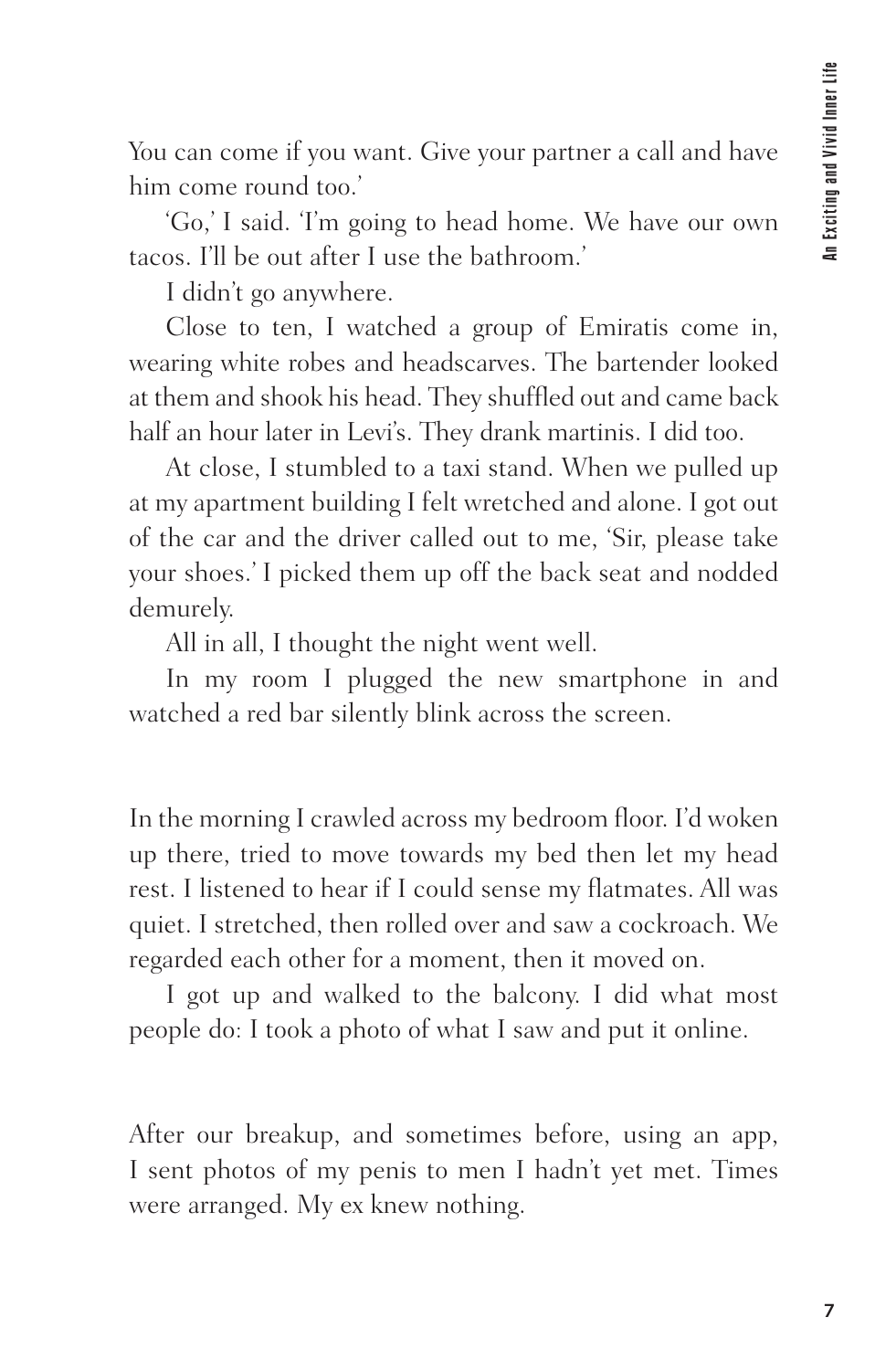You can come if you want. Give your partner a call and have him come round too.'

'Go,' I said. 'I'm going to head home. We have our own tacos. I'll be out after I use the bathroom.'

I didn't go anywhere.

Close to ten, I watched a group of Emiratis come in, wearing white robes and headscarves. The bartender looked at them and shook his head. They shuffled out and came back half an hour later in Levi's. They drank martinis. I did too.

At close, I stumbled to a taxi stand. When we pulled up at my apartment building I felt wretched and alone. I got out of the car and the driver called out to me, 'Sir, please take your shoes.' I picked them up off the back seat and nodded demurely.

All in all, I thought the night went well.

In my room I plugged the new smartphone in and watched a red bar silently blink across the screen.

In the morning I crawled across my bedroom floor. I'd woken up there, tried to move towards my bed then let my head rest. I listened to hear if I could sense my flatmates. All was quiet. I stretched, then rolled over and saw a cockroach. We regarded each other for a moment, then it moved on.

I got up and walked to the balcony. I did what most people do: I took a photo of what I saw and put it online.

After our breakup, and sometimes before, using an app, I sent photos of my penis to men I hadn't yet met. Times were arranged. My ex knew nothing.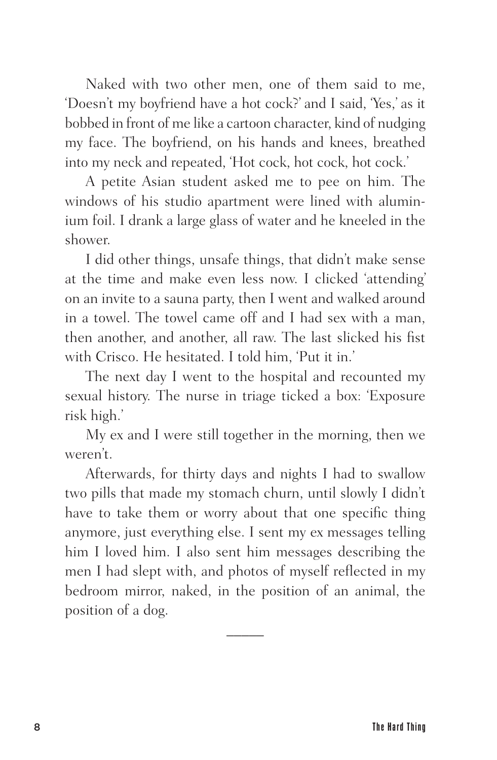Naked with two other men, one of them said to me, 'Doesn't my boyfriend have a hot cock?' and I said, 'Yes,' as it bobbed in front of me like a cartoon character, kind of nudging my face. The boyfriend, on his hands and knees, breathed into my neck and repeated, 'Hot cock, hot cock, hot cock.'

A petite Asian student asked me to pee on him. The windows of his studio apartment were lined with aluminium foil. I drank a large glass of water and he kneeled in the shower.

I did other things, unsafe things, that didn't make sense at the time and make even less now. I clicked 'attending' on an invite to a sauna party, then I went and walked around in a towel. The towel came off and I had sex with a man, then another, and another, all raw. The last slicked his fist with Crisco. He hesitated. I told him, 'Put it in.'

The next day I went to the hospital and recounted my sexual history. The nurse in triage ticked a box: 'Exposure risk high.'

My ex and I were still together in the morning, then we weren't.

Afterwards, for thirty days and nights I had to swallow two pills that made my stomach churn, until slowly I didn't have to take them or worry about that one specific thing anymore, just everything else. I sent my ex messages telling him I loved him. I also sent him messages describing the men I had slept with, and photos of myself reflected in my bedroom mirror, naked, in the position of an animal, the position of a dog.

---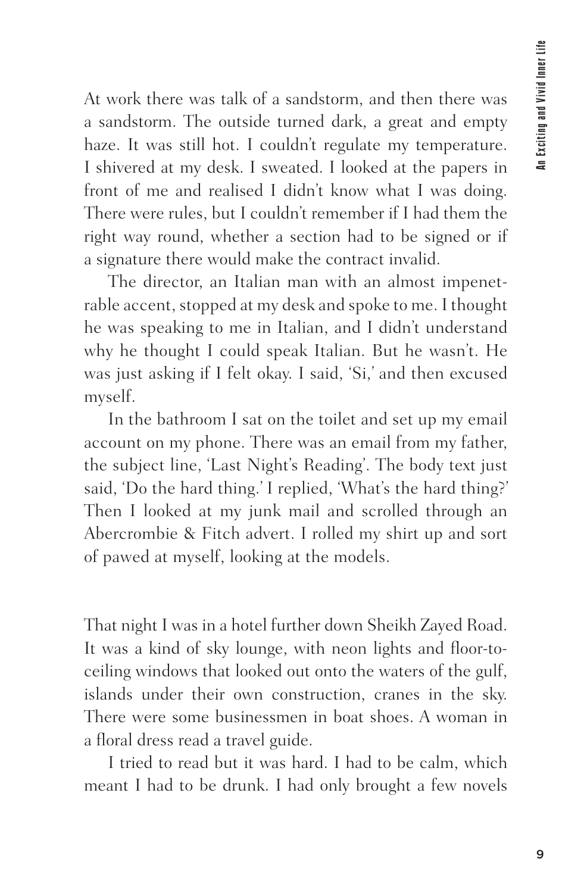At work there was talk of a sandstorm, and then there was a sandstorm. The outside turned dark, a great and empty haze. It was still hot. I couldn't regulate my temperature. I shivered at my desk. I sweated. I looked at the papers in front of me and realised I didn't know what I was doing. There were rules, but I couldn't remember if I had them the right way round, whether a section had to be signed or if a signature there would make the contract invalid.

The director, an Italian man with an almost impenetrable accent, stopped at my desk and spoke to me. I thought he was speaking to me in Italian, and I didn't understand why he thought I could speak Italian. But he wasn't. He was just asking if I felt okay. I said, 'Si,' and then excused myself.

In the bathroom I sat on the toilet and set up my email account on my phone. There was an email from my father, the subject line, 'Last Night's Reading'. The body text just said, 'Do the hard thing.' I replied, 'What's the hard thing?' Then I looked at my junk mail and scrolled through an Abercrombie & Fitch advert. I rolled my shirt up and sort of pawed at myself, looking at the models.

That night I was in a hotel further down Sheikh Zayed Road. It was a kind of sky lounge, with neon lights and floor-to-ceiling windows that looked out onto the waters of the gulf, islands under their own construction, cranes in the sky. There were some businessmen in boat shoes. A woman in a floral dress read a travel guide.

I tried to read but it was hard. I had to be calm, which meant I had to be drunk. I had only brought a few novels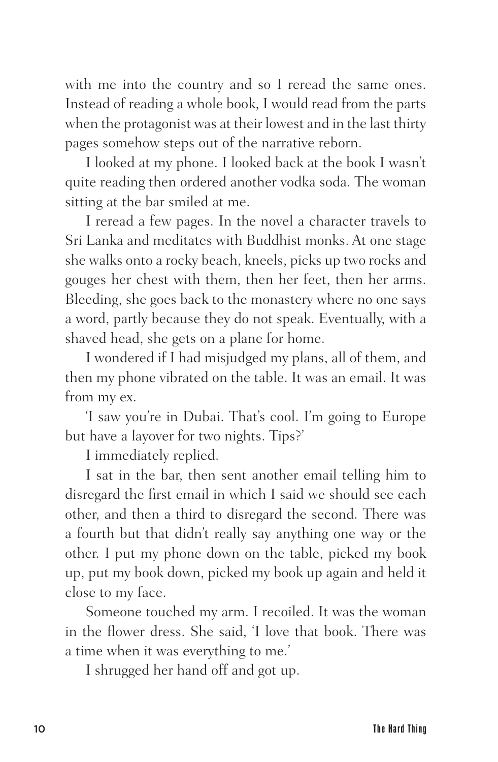with me into the country and so I reread the same ones. Instead of reading a whole book, I would read from the parts when the protagonist was at their lowest and in the last thirty pages somehow steps out of the narrative reborn.

I looked at my phone. I looked back at the book I wasn't quite reading then ordered another vodka soda. The woman sitting at the bar smiled at me.

I reread a few pages. In the novel a character travels to Sri Lanka and meditates with Buddhist monks. At one stage she walks onto a rocky beach, kneels, picks up two rocks and gouges her chest with them, then her feet, then her arms. Bleeding, she goes back to the monastery where no one says a word, partly because they do not speak. Eventually, with a shaved head, she gets on a plane for home.

I wondered if I had misjudged my plans, all of them, and then my phone vibrated on the table. It was an email. It was from my ex.

'I saw you're in Dubai. That's cool. I'm going to Europe but have a layover for two nights. Tips?'

I immediately replied.

I sat in the bar, then sent another email telling him to disregard the first email in which I said we should see each other, and then a third to disregard the second. There was a fourth but that didn't really say anything one way or the other. I put my phone down on the table, picked my book up, put my book down, picked my book up again and held it close to my face.

Someone touched my arm. I recoiled. It was the woman in the flower dress. She said, 'I love that book. There was a time when it was everything to me.'

I shrugged her hand off and got up.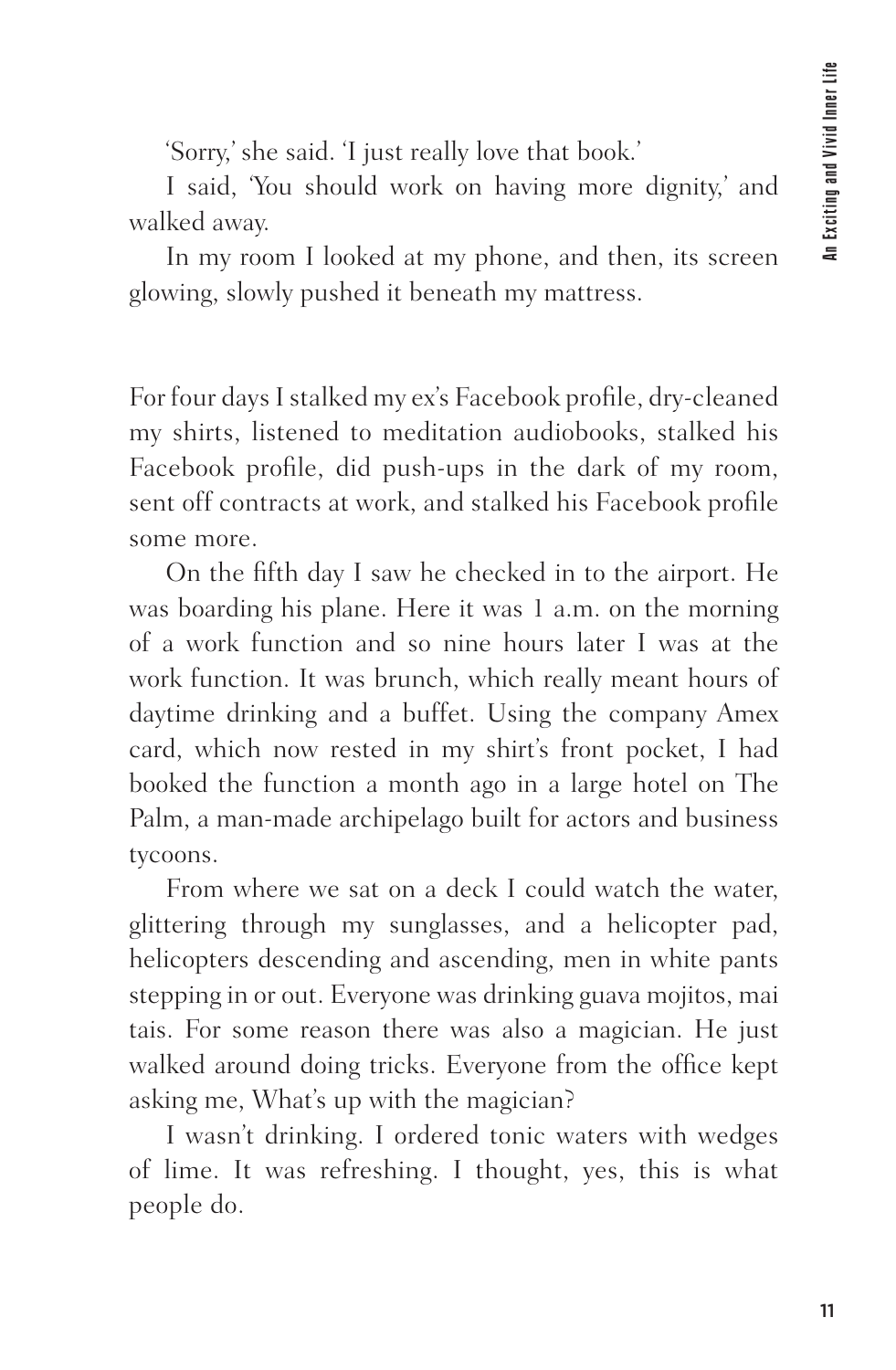'Sorry,' she said. 'I just really love that book.'

I said, 'You should work on having more dignity,' and walked away.

In my room I looked at my phone, and then, its screen glowing, slowly pushed it beneath my mattress.

For four days I stalked my ex's Facebook profile, dry-cleaned my shirts, listened to meditation audiobooks, stalked his Facebook profile, did push-ups in the dark of my room, sent off contracts at work, and stalked his Facebook profile some more.

On the fifth day I saw he checked in to the airport. He was boarding his plane. Here it was 1 a.m. on the morning of a work function and so nine hours later I was at the work function. It was brunch, which really meant hours of daytime drinking and a buffet. Using the company Amex card, which now rested in my shirt's front pocket, I had booked the function a month ago in a large hotel on The Palm, a man-made archipelago built for actors and business tycoons.

From where we sat on a deck I could watch the water, glittering through my sunglasses, and a helicopter pad, helicopters descending and ascending, men in white pants stepping in or out. Everyone was drinking guava mojitos, mai tais. For some reason there was also a magician. He just walked around doing tricks. Everyone from the office kept asking me, What's up with the magician?

I wasn't drinking. I ordered tonic waters with wedges of lime. It was refreshing. I thought, yes, this is what people do.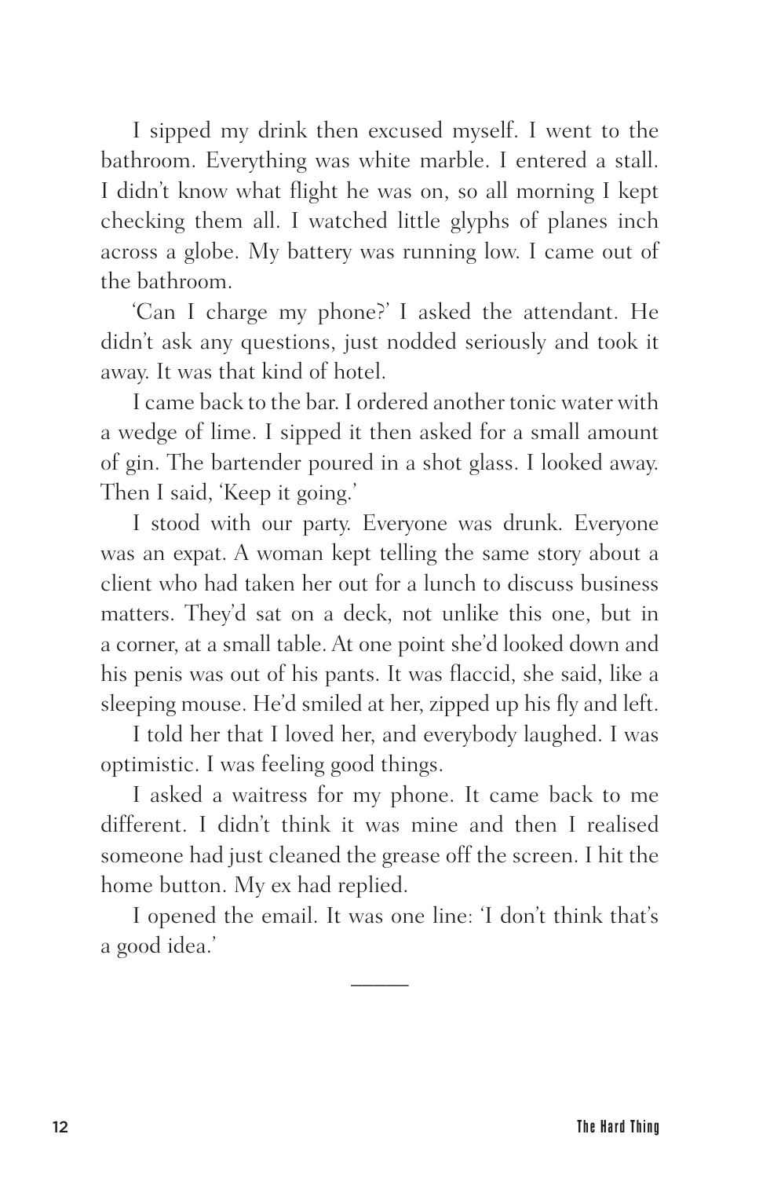I sipped my drink then excused myself. I went to the bathroom. Everything was white marble. I entered a stall. I didn't know what flight he was on, so all morning I kept checking them all. I watched little glyphs of planes inch across a globe. My battery was running low. I came out of the bathroom.

'Can I charge my phone?' I asked the attendant. He didn't ask any questions, just nodded seriously and took it away. It was that kind of hotel.

I came back to the bar. I ordered another tonic water with a wedge of lime. I sipped it then asked for a small amount of gin. The bartender poured in a shot glass. I looked away. Then I said, 'Keep it going.'

I stood with our party. Everyone was drunk. Everyone was an expat. A woman kept telling the same story about a client who had taken her out for a lunch to discuss business matters. They'd sat on a deck, not unlike this one, but in a corner, at a small table. At one point she'd looked down and his penis was out of his pants. It was flaccid, she said, like a sleeping mouse. He'd smiled at her, zipped up his fly and left.

I told her that I loved her, and everybody laughed. I was optimistic. I was feeling good things.

I asked a waitress for my phone. It came back to me different. I didn't think it was mine and then I realised someone had just cleaned the grease off the screen. I hit the home button. My ex had replied.

I opened the email. It was one line: 'I don't think that's a good idea.'

---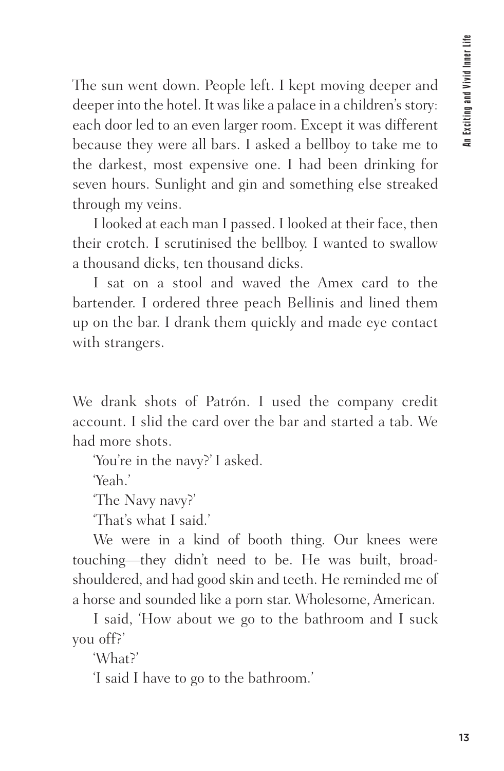The sun went down. People left. I kept moving deeper and deeper into the hotel. It was like a palace in a children's story: each door led to an even larger room. Except it was different because they were all bars. I asked a bellboy to take me to the darkest, most expensive one. I had been drinking for seven hours. Sunlight and gin and something else streaked through my veins.

I looked at each man I passed. I looked at their face, then their crotch. I scrutinised the bellboy. I wanted to swallow a thousand dicks, ten thousand dicks.

I sat on a stool and waved the Amex card to the bartender. I ordered three peach Bellinis and lined them up on the bar. I drank them quickly and made eye contact with strangers.

We drank shots of Patrón. I used the company credit account. I slid the card over the bar and started a tab. We had more shots.

'You're in the navy?' I asked.

'Yeah.'

'The Navy navy?'

'That's what I said.'

We were in a kind of booth thing. Our knees were touching—they didn't need to be. He was built, broad-shouldered, and had good skin and teeth. He reminded me of a horse and sounded like a porn star. Wholesome, American.

I said, 'How about we go to the bathroom and I suck you off?'

'What?'

'I said I have to go to the bathroom.'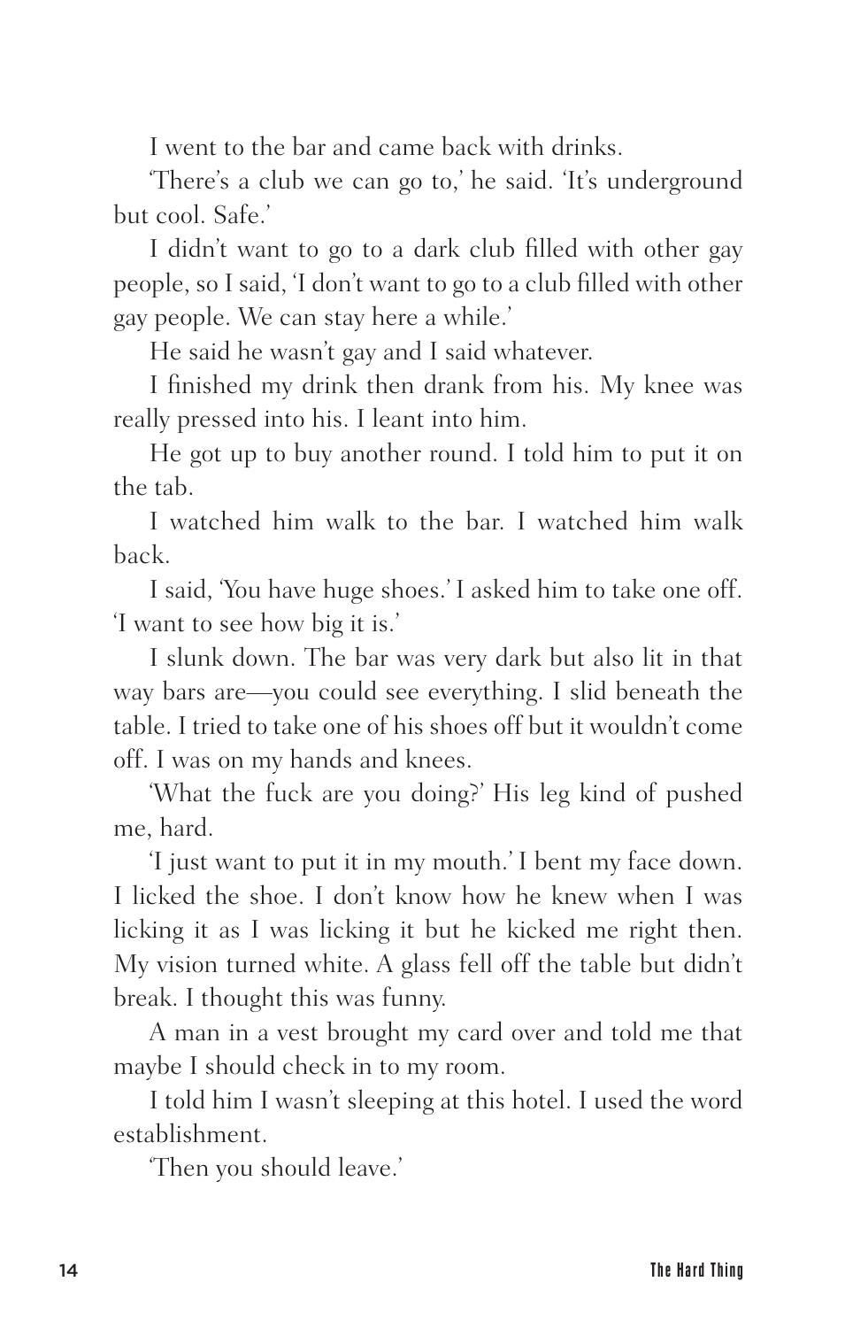I went to the bar and came back with drinks.

'There's a club we can go to,' he said. 'It's underground but cool. Safe.'

I didn't want to go to a dark club filled with other gay people, so I said, 'I don't want to go to a club filled with other gay people. We can stay here a while.'

He said he wasn't gay and I said whatever.

I finished my drink then drank from his. My knee was really pressed into his. I leant into him.

He got up to buy another round. I told him to put it on the tab.

I watched him walk to the bar. I watched him walk back.

I said, 'You have huge shoes.' I asked him to take one off. 'I want to see how big it is.'

I slunk down. The bar was very dark but also lit in that way bars are—you could see everything. I slid beneath the table. I tried to take one of his shoes off but it wouldn't come off. I was on my hands and knees.

'What the fuck are you doing?' His leg kind of pushed me, hard.

'I just want to put it in my mouth.' I bent my face down. I licked the shoe. I don't know how he knew when I was licking it as I was licking it but he kicked me right then. My vision turned white. A glass fell off the table but didn't break. I thought this was funny.

A man in a vest brought my card over and told me that maybe I should check in to my room.

I told him I wasn't sleeping at this hotel. I used the word establishment.

'Then you should leave.'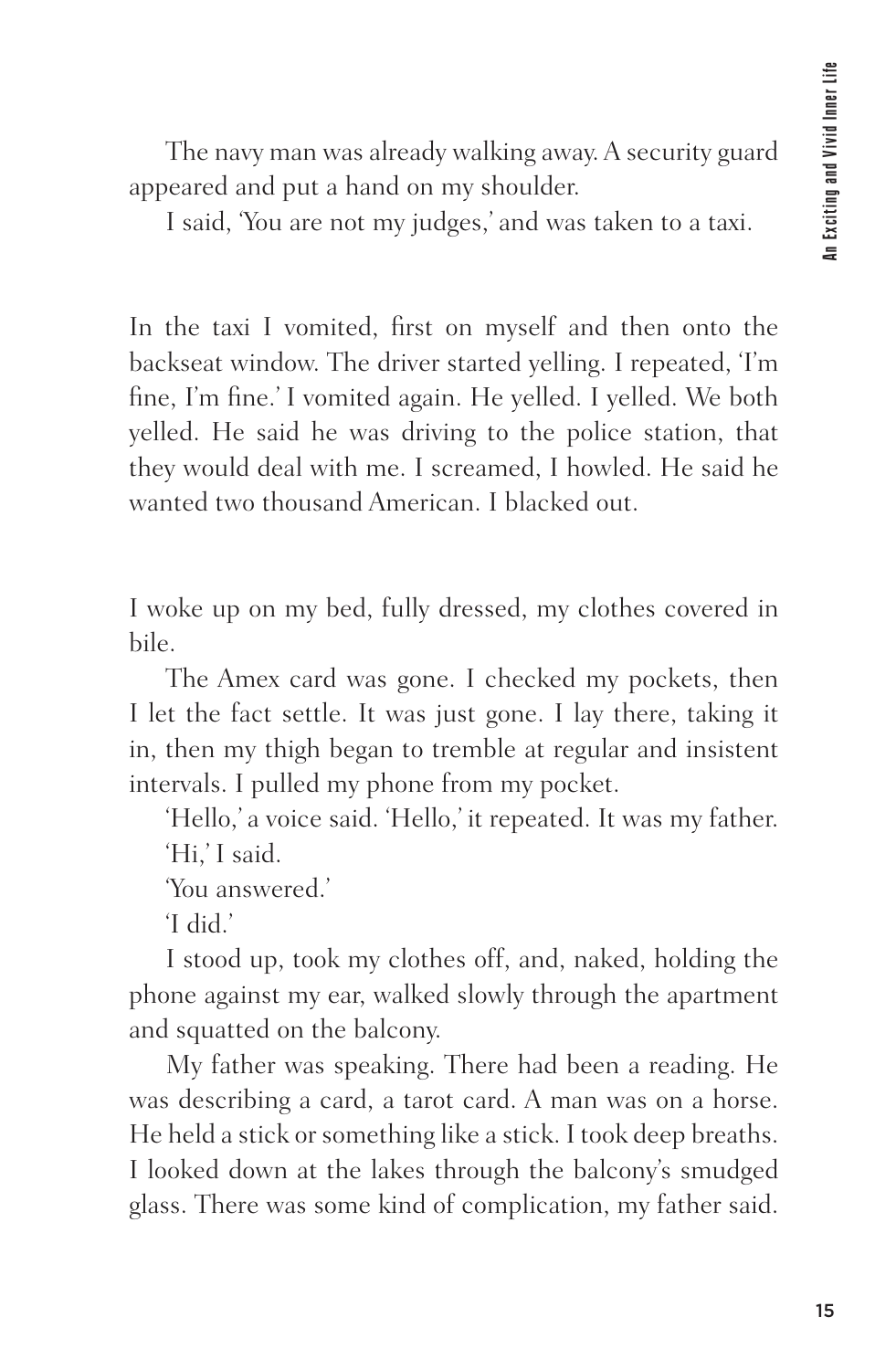The navy man was already walking away. A security guard appeared and put a hand on my shoulder.

I said, 'You are not my judges,' and was taken to a taxi.

In the taxi I vomited, first on myself and then onto the backseat window. The driver started yelling. I repeated, 'I'm fine, I'm fine.' I vomited again. He yelled. I yelled. We both yelled. He said he was driving to the police station, that they would deal with me. I screamed, I howled. He said he wanted two thousand American. I blacked out.

I woke up on my bed, fully dressed, my clothes covered in bile.

The Amex card was gone. I checked my pockets, then I let the fact settle. It was just gone. I lay there, taking it in, then my thigh began to tremble at regular and insistent intervals. I pulled my phone from my pocket.

'Hello,' a voice said. 'Hello,' it repeated. It was my father.

'Hi,' I said.

'You answered.'

'I did.'

I stood up, took my clothes off, and, naked, holding the phone against my ear, walked slowly through the apartment and squatted on the balcony.

My father was speaking. There had been a reading. He was describing a card, a tarot card. A man was on a horse. He held a stick or something like a stick. I took deep breaths. I looked down at the lakes through the balcony's smudged glass. There was some kind of complication, my father said.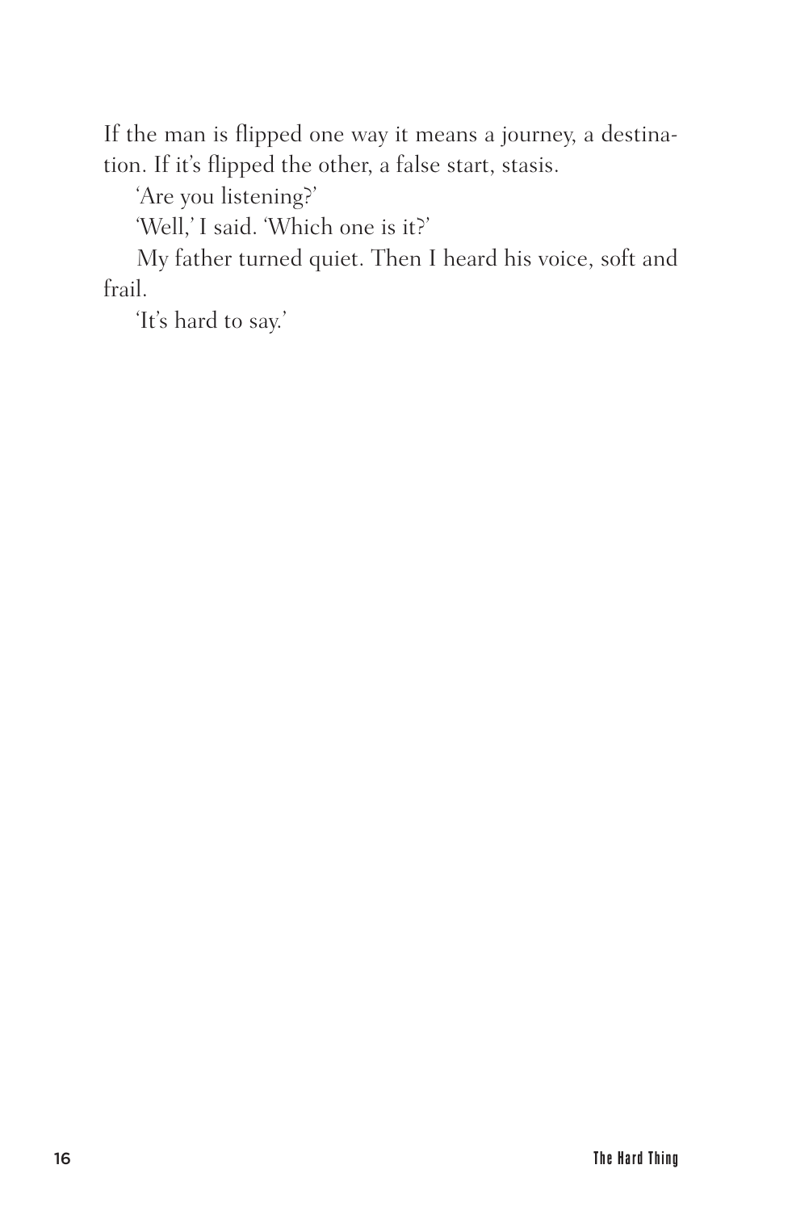If the man is flipped one way it means a journey, a destination. If it's flipped the other, a false start, stasis.

'Are you listening?'

'Well,' I said. 'Which one is it?'

My father turned quiet. Then I heard his voice, soft and frail.

'It's hard to say.'